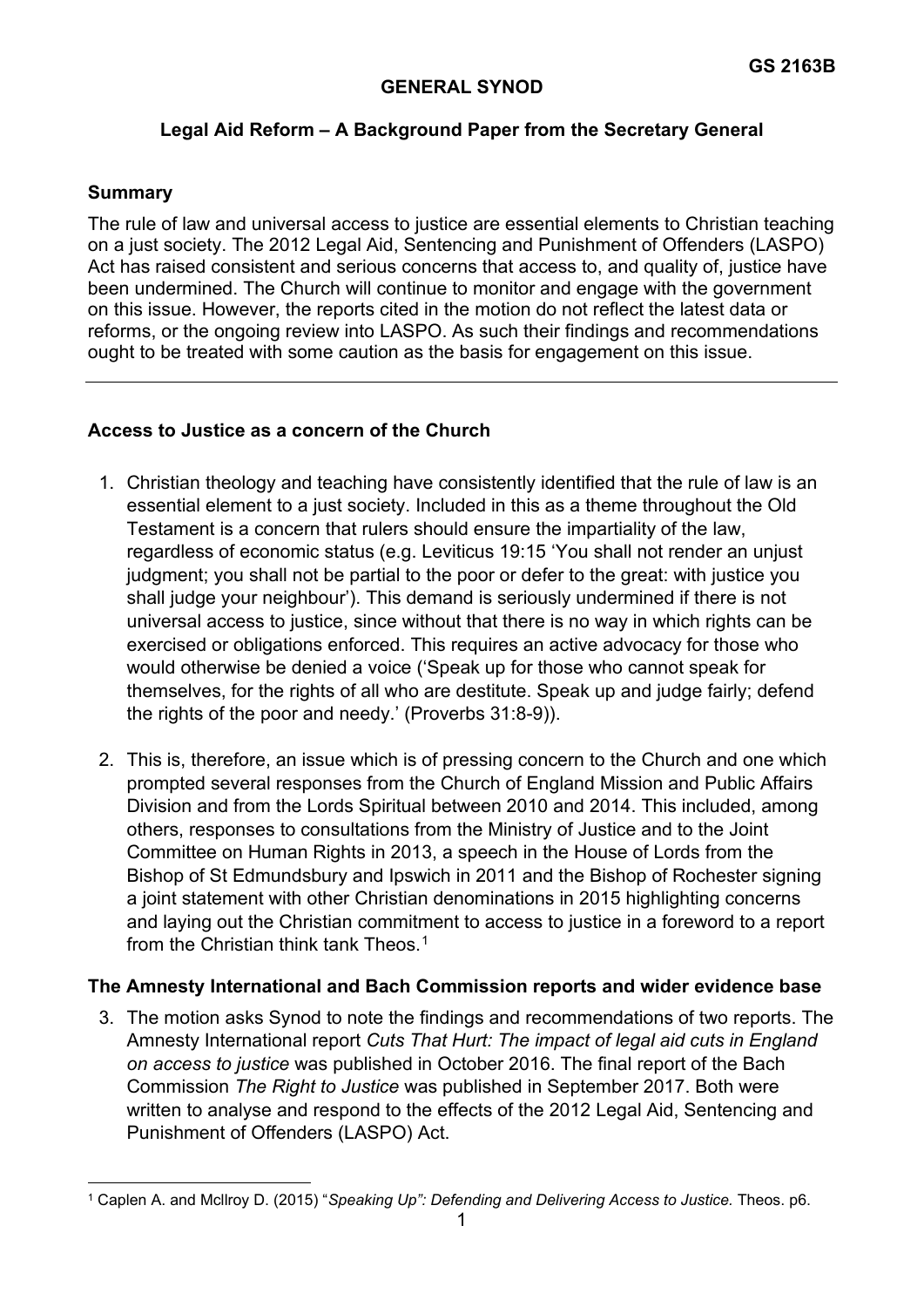**GS 2163B**

**GENERAL SYNOD**

# Legal Aid Reform – A Background Paper from the Secretary General

## Summary

The rule of law and universal access to justice are essential elements to Christian teaching on a just society. The 2012 Legal Aid, Sentencing and Punishment of Offenders (LASPO) Act has raised consistent and serious concerns that access to, and quality of, justice have been undermined. The Church will continue to monitor and engage with the government on this issue. However, the reports cited in the motion do not reflect the latest data or reforms, or the ongoing review into LASPO. As such their findings and recommendations ought to be treated with some caution as the basis for engagement on this issue.

---

## Access to Justice as a concern of the Church

1. Christian theology and teaching have consistently identified that the rule of law is an essential element to a just society. Included in this as a theme throughout the Old Testament is a concern that rulers should ensure the impartiality of the law, regardless of economic status (e.g. Leviticus 19:15 'You shall not render an unjust judgment; you shall not be partial to the poor or defer to the great: with justice you shall judge your neighbour'). This demand is seriously undermined if there is not universal access to justice, since without that there is no way in which rights can be exercised or obligations enforced. This requires an active advocacy for those who would otherwise be denied a voice ('Speak up for those who cannot speak for themselves, for the rights of all who are destitute. Speak up and judge fairly; defend the rights of the poor and needy.' (Proverbs 31:8-9)).

2. This is, therefore, an issue which is of pressing concern to the Church and one which prompted several responses from the Church of England Mission and Public Affairs Division and from the Lords Spiritual between 2010 and 2014. This included, among others, responses to consultations from the Ministry of Justice and to the Joint Committee on Human Rights in 2013, a speech in the House of Lords from the Bishop of St Edmundsbury and Ipswich in 2011 and the Bishop of Rochester signing a joint statement with other Christian denominations in 2015 highlighting concerns and laying out the Christian commitment to access to justice in a foreword to a report from the Christian think tank Theos.[1]

## The Amnesty International and Bach Commission reports and wider evidence base

3. The motion asks Synod to note the findings and recommendations of two reports. The Amnesty International report *Cuts That Hurt: The impact of legal aid cuts in England on access to justice* was published in October 2016. The final report of the Bach Commission *The Right to Justice* was published in September 2017. Both were written to analyse and respond to the effects of the 2012 Legal Aid, Sentencing and Punishment of Offenders (LASPO) Act.

---

[1] Caplen A. and McIlroy D. (2015) "*Speaking Up": Defending and Delivering Access to Justice.* Theos. p6.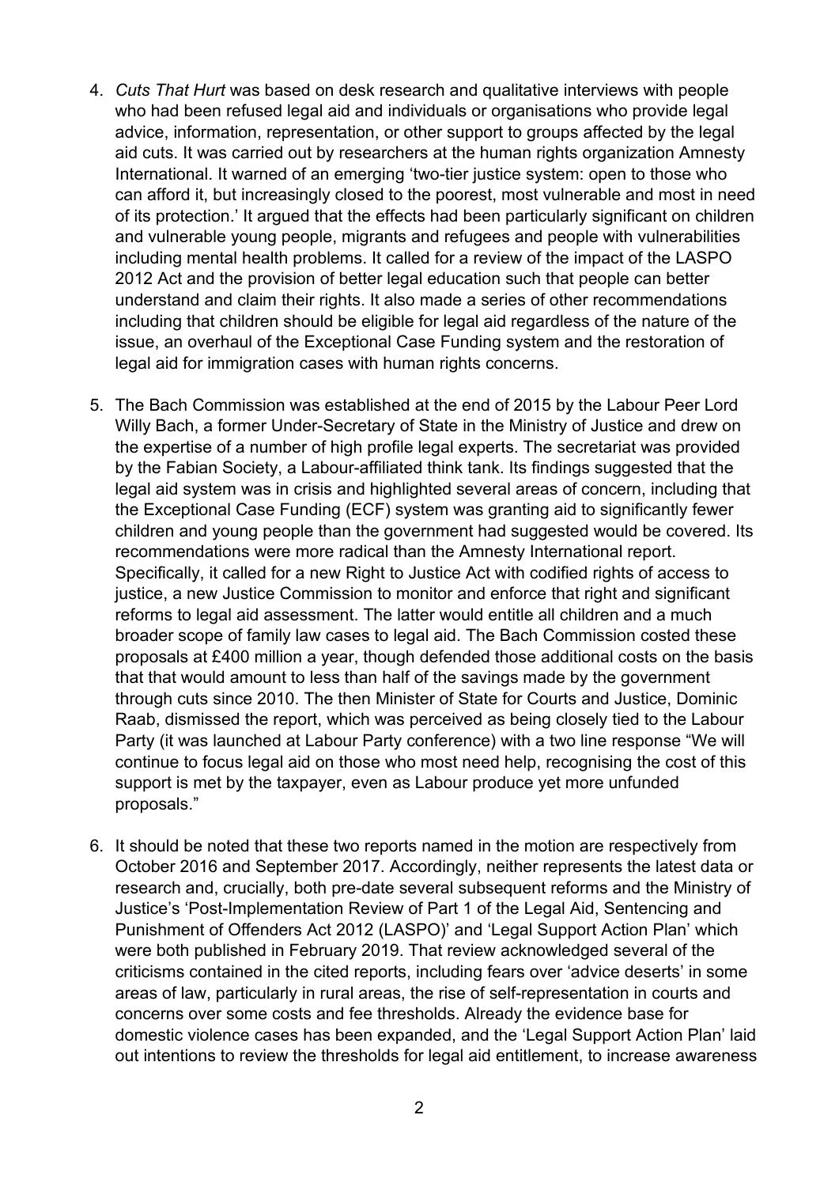4. *Cuts That Hurt* was based on desk research and qualitative interviews with people who had been refused legal aid and individuals or organisations who provide legal advice, information, representation, or other support to groups affected by the legal aid cuts. It was carried out by researchers at the human rights organization Amnesty International. It warned of an emerging 'two-tier justice system: open to those who can afford it, but increasingly closed to the poorest, most vulnerable and most in need of its protection.' It argued that the effects had been particularly significant on children and vulnerable young people, migrants and refugees and people with vulnerabilities including mental health problems. It called for a review of the impact of the LASPO 2012 Act and the provision of better legal education such that people can better understand and claim their rights. It also made a series of other recommendations including that children should be eligible for legal aid regardless of the nature of the issue, an overhaul of the Exceptional Case Funding system and the restoration of legal aid for immigration cases with human rights concerns.

5. The Bach Commission was established at the end of 2015 by the Labour Peer Lord Willy Bach, a former Under-Secretary of State in the Ministry of Justice and drew on the expertise of a number of high profile legal experts. The secretariat was provided by the Fabian Society, a Labour-affiliated think tank. Its findings suggested that the legal aid system was in crisis and highlighted several areas of concern, including that the Exceptional Case Funding (ECF) system was granting aid to significantly fewer children and young people than the government had suggested would be covered. Its recommendations were more radical than the Amnesty International report. Specifically, it called for a new Right to Justice Act with codified rights of access to justice, a new Justice Commission to monitor and enforce that right and significant reforms to legal aid assessment. The latter would entitle all children and a much broader scope of family law cases to legal aid. The Bach Commission costed these proposals at £400 million a year, though defended those additional costs on the basis that that would amount to less than half of the savings made by the government through cuts since 2010. The then Minister of State for Courts and Justice, Dominic Raab, dismissed the report, which was perceived as being closely tied to the Labour Party (it was launched at Labour Party conference) with a two line response "We will continue to focus legal aid on those who most need help, recognising the cost of this support is met by the taxpayer, even as Labour produce yet more unfunded proposals."

6. It should be noted that these two reports named in the motion are respectively from October 2016 and September 2017. Accordingly, neither represents the latest data or research and, crucially, both pre-date several subsequent reforms and the Ministry of Justice's 'Post-Implementation Review of Part 1 of the Legal Aid, Sentencing and Punishment of Offenders Act 2012 (LASPO)' and 'Legal Support Action Plan' which were both published in February 2019. That review acknowledged several of the criticisms contained in the cited reports, including fears over 'advice deserts' in some areas of law, particularly in rural areas, the rise of self-representation in courts and concerns over some costs and fee thresholds. Already the evidence base for domestic violence cases has been expanded, and the 'Legal Support Action Plan' laid out intentions to review the thresholds for legal aid entitlement, to increase awareness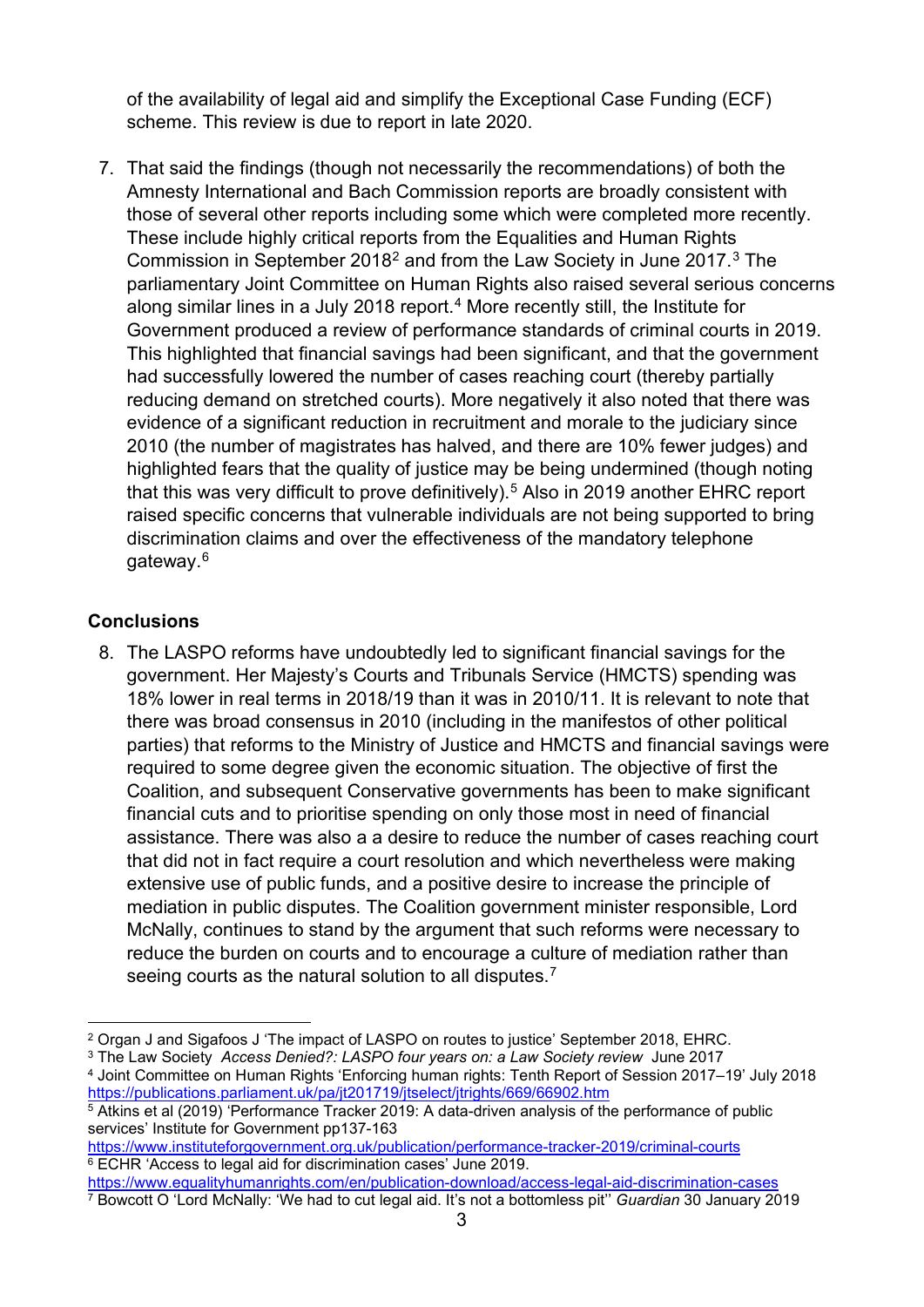of the availability of legal aid and simplify the Exceptional Case Funding (ECF) scheme. This review is due to report in late 2020.

7. That said the findings (though not necessarily the recommendations) of both the Amnesty International and Bach Commission reports are broadly consistent with those of several other reports including some which were completed more recently. These include highly critical reports from the Equalities and Human Rights Commission in September 2018[2] and from the Law Society in June 2017.[3] The parliamentary Joint Committee on Human Rights also raised several serious concerns along similar lines in a July 2018 report.[4] More recently still, the Institute for Government produced a review of performance standards of criminal courts in 2019. This highlighted that financial savings had been significant, and that the government had successfully lowered the number of cases reaching court (thereby partially reducing demand on stretched courts). More negatively it also noted that there was evidence of a significant reduction in recruitment and morale to the judiciary since 2010 (the number of magistrates has halved, and there are 10% fewer judges) and highlighted fears that the quality of justice may be being undermined (though noting that this was very difficult to prove definitively).[5] Also in 2019 another EHRC report raised specific concerns that vulnerable individuals are not being supported to bring discrimination claims and over the effectiveness of the mandatory telephone gateway.[6]

## Conclusions

8. The LASPO reforms have undoubtedly led to significant financial savings for the government. Her Majesty's Courts and Tribunals Service (HMCTS) spending was 18% lower in real terms in 2018/19 than it was in 2010/11. It is relevant to note that there was broad consensus in 2010 (including in the manifestos of other political parties) that reforms to the Ministry of Justice and HMCTS and financial savings were required to some degree given the economic situation. The objective of first the Coalition, and subsequent Conservative governments has been to make significant financial cuts and to prioritise spending on only those most in need of financial assistance. There was also a a desire to reduce the number of cases reaching court that did not in fact require a court resolution and which nevertheless were making extensive use of public funds, and a positive desire to increase the principle of mediation in public disputes. The Coalition government minister responsible, Lord McNally, continues to stand by the argument that such reforms were necessary to reduce the burden on courts and to encourage a culture of mediation rather than seeing courts as the natural solution to all disputes.[7]

---

[2] Organ J and Sigafoos J 'The impact of LASPO on routes to justice' September 2018, EHRC.

[3] The Law Society *Access Denied?: LASPO four years on: a Law Society review* June 2017

[4] Joint Committee on Human Rights 'Enforcing human rights: Tenth Report of Session 2017–19' July 2018 https://publications.parliament.uk/pa/jt201719/jtselect/jtrights/669/66902.htm

[5] Atkins et al (2019) 'Performance Tracker 2019: A data-driven analysis of the performance of public services' Institute for Government pp137-163 https://www.instituteforgovernment.org.uk/publication/performance-tracker-2019/criminal-courts

[6] ECHR 'Access to legal aid for discrimination cases' June 2019. https://www.equalityhumanrights.com/en/publication-download/access-legal-aid-discrimination-cases

[7] Bowcott O 'Lord McNally: 'We had to cut legal aid. It's not a bottomless pit'' *Guardian* 30 January 2019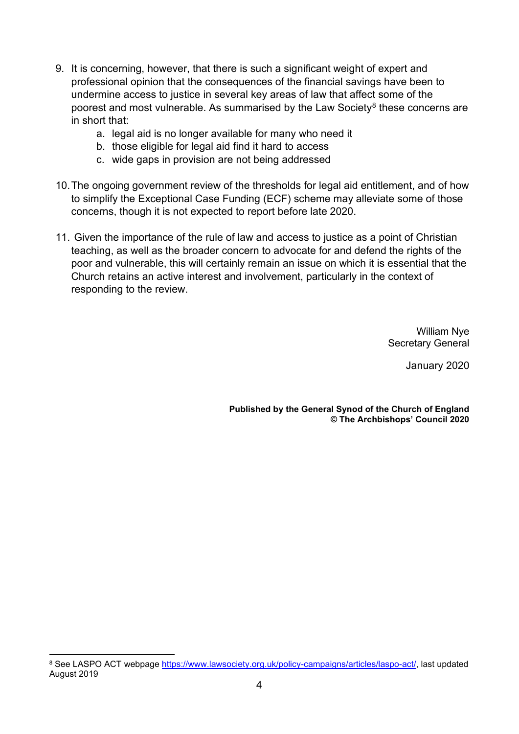9. It is concerning, however, that there is such a significant weight of expert and professional opinion that the consequences of the financial savings have been to undermine access to justice in several key areas of law that affect some of the poorest and most vulnerable. As summarised by the Law Society[8] these concerns are in short that:
   a. legal aid is no longer available for many who need it
   b. those eligible for legal aid find it hard to access
   c. wide gaps in provision are not being addressed

10. The ongoing government review of the thresholds for legal aid entitlement, and of how to simplify the Exceptional Case Funding (ECF) scheme may alleviate some of those concerns, though it is not expected to report before late 2020.

11. Given the importance of the rule of law and access to justice as a point of Christian teaching, as well as the broader concern to advocate for and defend the rights of the poor and vulnerable, this will certainly remain an issue on which it is essential that the Church retains an active interest and involvement, particularly in the context of responding to the review.

William Nye
Secretary General

January 2020

**Published by the General Synod of the Church of England**
**© The Archbishops' Council 2020**

[8] See LASPO ACT webpage https://www.lawsociety.org.uk/policy-campaigns/articles/laspo-act/, last updated August 2019